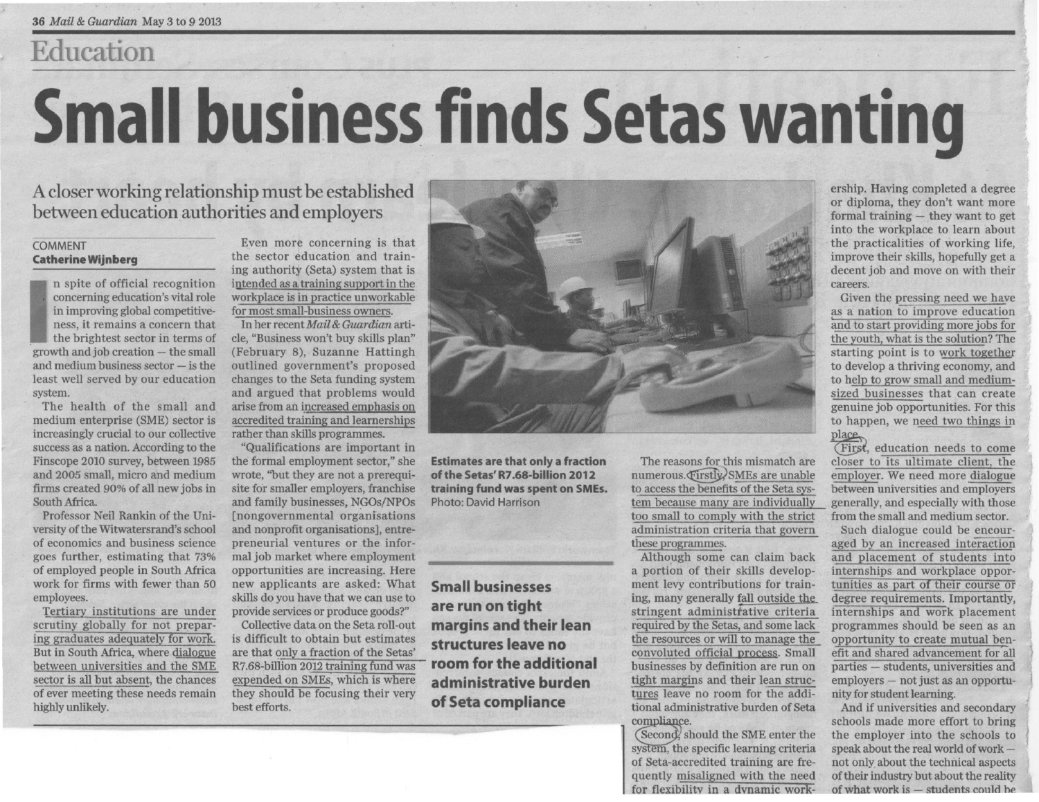# Education

# Small business finds Setas wanting

## A closer working relationship must be established between education authorities and employers

COMMENT
**Catherine Wijnberg**

In spite of official recognition concerning education's vital role in improving global competitiveness, it remains a concern that the brightest sector in terms of growth and job creation — the small and medium business sector — is the least well served by our education system.

The health of the small and medium enterprise (SME) sector is increasingly crucial to our collective success as a nation. According to the Finscope 2010 survey, between 1985 and 2005 small, micro and medium firms created 90% of all new jobs in South Africa.

Professor Neil Rankin of the University of the Witwatersrand's school of economics and business science goes further, estimating that 73% of employed people in South Africa work for firms with fewer than 50 employees.

Tertiary institutions are under scrutiny globally for not preparing graduates adequately for work. But in South Africa, where dialogue between universities and the SME sector is all but absent, the chances of ever meeting these needs remain highly unlikely.

Even more concerning is that the sector education and training authority (Seta) system that is intended as a training support in the workplace is in practice unworkable for most small-business owners.

In her recent *Mail & Guardian* article, "Business won't buy skills plan" (February 8), Suzanne Hattingh outlined government's proposed changes to the Seta funding system and argued that problems would arise from an increased emphasis on accredited training and learnerships rather than skills programmes.

"Qualifications are important in the formal employment sector," she wrote, "but they are not a prerequisite for smaller employers, franchise and family businesses, NGOs/NPOs [nongovernmental organisations and nonprofit organisations], entrepreneurial ventures or the informal job market where employment opportunities are increasing. Here new applicants are asked: What skills do you have that we can use to provide services or produce goods?"

Collective data on the Seta roll-out is difficult to obtain but estimates are that only a fraction of the Setas' R7.68-billion 2012 training fund was expended on SMEs, which is where they should be focusing their very best efforts.

**Estimates are that only a fraction of the Setas' R7.68-billion 2012 training fund was spent on SMEs.** Photo: David Harrison

**Small businesses are run on tight margins and their lean structures leave no room for the additional administrative burden of Seta compliance**

The reasons for this mismatch are numerous. Firstly, SMEs are unable to access the benefits of the Seta system because many are individually too small to comply with the strict administration criteria that govern these programmes.

Although some can claim back a portion of their skills development levy contributions for training, many generally fall outside the stringent administrative criteria required by the Setas, and some lack the resources or will to manage the convoluted official process. Small businesses by definition are run on tight margins and their lean structures leave no room for the additional administrative burden of Seta compliance.

Second, should the SME enter the system, the specific learning criteria of Seta-accredited training are frequently misaligned with the need for flexibility in a dynamic workership. Having completed a degree or diploma, they don't want more formal training — they want to get into the workplace to learn about the practicalities of working life, improve their skills, hopefully get a decent job and move on with their careers.

Given the pressing need we have as a nation to improve education and to start providing more jobs for the youth, what is the solution? The starting point is to work together to develop a thriving economy, and to help to grow small and medium-sized businesses that can create genuine job opportunities. For this to happen, we need two things in place.

First, education needs to come closer to its ultimate client, the employer. We need more dialogue between universities and employers generally, and especially with those from the small and medium sector.

Such dialogue could be encouraged by an increased interaction and placement of students into internships and workplace opportunities as part of their course or degree requirements. Importantly, internships and work placement programmes should be seen as an opportunity to create mutual benefit and shared advancement for all parties — students, universities and employers — not just as an opportunity for student learning.

And if universities and secondary schools made more effort to bring the employer into the schools to speak about the real world of work — not only about the technical aspects of their industry but about the reality of what work is — students could be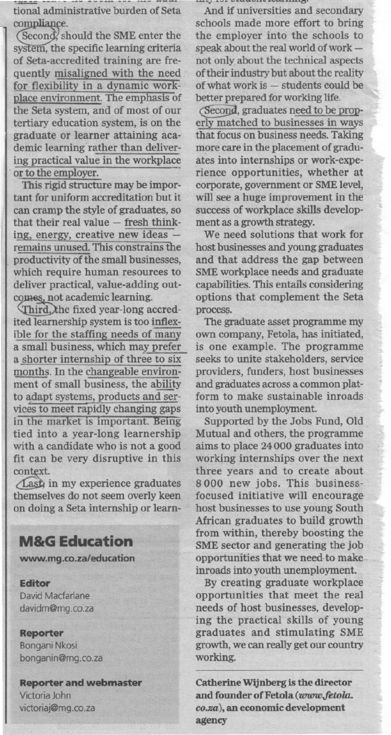tional administrative burden of Seta compliance.

Second, should the SME enter the system, the specific learning criteria of Seta-accredited training are frequently misaligned with the need for flexibility in a dynamic workplace environment. The emphasis of the Seta system, and of most of our tertiary education system, is on the graduate or learner attaining academic learning rather than delivering practical value in the workplace or to the employer.

This rigid structure may be important for uniform accreditation but it can cramp the style of graduates, so that their real value — fresh thinking, energy, creative new ideas — remains unused. This constrains the productivity of the small businesses, which require human resources to deliver practical, value-adding outcomes, not academic learning.

Third, the fixed year-long accredited learnership system is too inflexible for the staffing needs of many a small business, which may prefer a shorter internship of three to six months. In the changeable environment of small business, the ability to adapt systems, products and services to meet rapidly changing gaps in the market is important. Being tied into a year-long learnership with a candidate who is not a good fit can be very disruptive in this context.

Last, in my experience graduates themselves do not seem overly keen on doing a Seta internship or learn-

And if universities and secondary schools made more effort to bring the employer into the schools to speak about the real world of work — not only about the technical aspects of their industry but about the reality of what work is — students could be better prepared for working life.

Second, graduates need to be properly matched to businesses in ways that focus on business needs. Taking more care in the placement of graduates into internships or work-experience opportunities, whether at corporate, government or SME level, will see a huge improvement in the success of workplace skills development as a growth strategy.

We need solutions that work for host businesses and young graduates and that address the gap between SME workplace needs and graduate capabilities. This entails considering options that complement the Seta process.

The graduate asset programme my own company, Fetola, has initiated, is one example. The programme seeks to unite stakeholders, service providers, funders, host businesses and graduates across a common platform to make sustainable inroads into youth unemployment.

Supported by the Jobs Fund, Old Mutual and others, the programme aims to place 24 000 graduates into working internships over the next three years and to create about 8 000 new jobs. This business-focused initiative will encourage host businesses to use young South African graduates to build growth from within, thereby boosting the SME sector and generating the job opportunities that we need to make inroads into youth unemployment.

By creating graduate workplace opportunities that meet the real needs of host businesses, developing the practical skills of young graduates and stimulating SME growth, we can really get our country working.

**Catherine Wijnberg is the director and founder of Fetola (*www.fetola.co.za*), an economic development agency**

## M&G Education

www.mg.co.za/education

**Editor**
David Macfarlane
davidm@mg.co.za

**Reporter**
Bongani Nkosi
bonganin@mg.co.za

**Reporter and webmaster**
Victoria John
victoriaj@mg.co.za